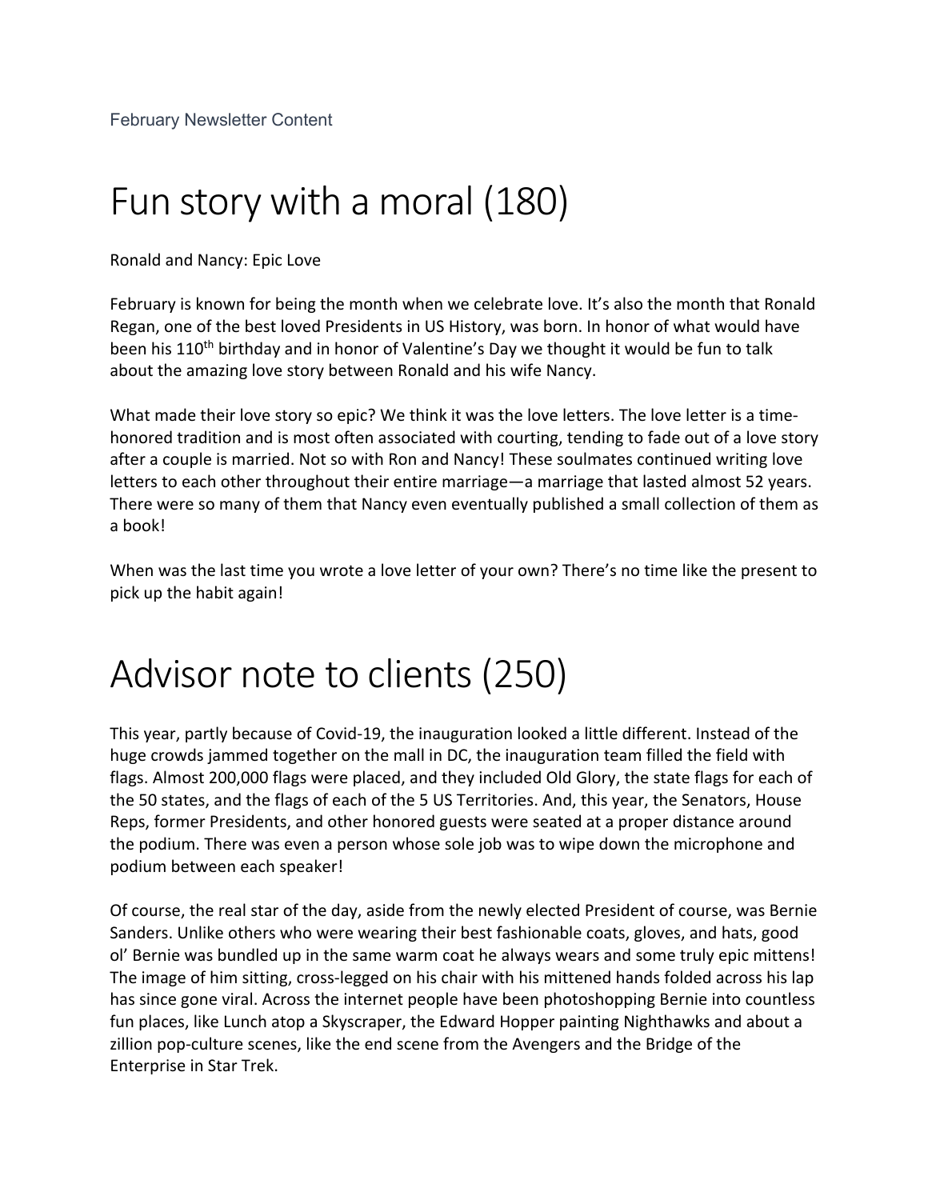February Newsletter Content

# Fun story with a moral (180)

Ronald and Nancy: Epic Love

February is known for being the month when we celebrate love. It's also the month that Ronald Regan, one of the best loved Presidents in US History, was born. In honor of what would have been his 110th birthday and in honor of Valentine's Day we thought it would be fun to talk about the amazing love story between Ronald and his wife Nancy.

What made their love story so epic? We think it was the love letters. The love letter is a time-honored tradition and is most often associated with courting, tending to fade out of a love story after a couple is married. Not so with Ron and Nancy! These soulmates continued writing love letters to each other throughout their entire marriage—a marriage that lasted almost 52 years. There were so many of them that Nancy even eventually published a small collection of them as a book!

When was the last time you wrote a love letter of your own? There's no time like the present to pick up the habit again!

# Advisor note to clients (250)

This year, partly because of Covid-19, the inauguration looked a little different. Instead of the huge crowds jammed together on the mall in DC, the inauguration team filled the field with flags. Almost 200,000 flags were placed, and they included Old Glory, the state flags for each of the 50 states, and the flags of each of the 5 US Territories. And, this year, the Senators, House Reps, former Presidents, and other honored guests were seated at a proper distance around the podium. There was even a person whose sole job was to wipe down the microphone and podium between each speaker!

Of course, the real star of the day, aside from the newly elected President of course, was Bernie Sanders. Unlike others who were wearing their best fashionable coats, gloves, and hats, good ol' Bernie was bundled up in the same warm coat he always wears and some truly epic mittens! The image of him sitting, cross-legged on his chair with his mittened hands folded across his lap has since gone viral. Across the internet people have been photoshopping Bernie into countless fun places, like Lunch atop a Skyscraper, the Edward Hopper painting Nighthawks and about a zillion pop-culture scenes, like the end scene from the Avengers and the Bridge of the Enterprise in Star Trek.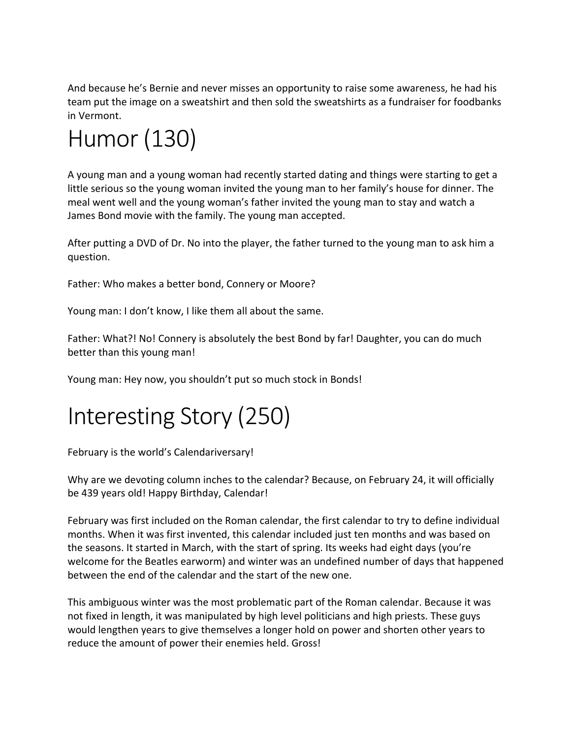And because he's Bernie and never misses an opportunity to raise some awareness, he had his team put the image on a sweatshirt and then sold the sweatshirts as a fundraiser for foodbanks in Vermont.

# Humor (130)

A young man and a young woman had recently started dating and things were starting to get a little serious so the young woman invited the young man to her family's house for dinner. The meal went well and the young woman's father invited the young man to stay and watch a James Bond movie with the family. The young man accepted.

After putting a DVD of Dr. No into the player, the father turned to the young man to ask him a question.

Father: Who makes a better bond, Connery or Moore?

Young man: I don't know, I like them all about the same.

Father: What?! No! Connery is absolutely the best Bond by far! Daughter, you can do much better than this young man!

Young man: Hey now, you shouldn't put so much stock in Bonds!

# Interesting Story (250)

February is the world's Calendariversary!

Why are we devoting column inches to the calendar? Because, on February 24, it will officially be 439 years old! Happy Birthday, Calendar!

February was first included on the Roman calendar, the first calendar to try to define individual months. When it was first invented, this calendar included just ten months and was based on the seasons. It started in March, with the start of spring. Its weeks had eight days (you're welcome for the Beatles earworm) and winter was an undefined number of days that happened between the end of the calendar and the start of the new one.

This ambiguous winter was the most problematic part of the Roman calendar. Because it was not fixed in length, it was manipulated by high level politicians and high priests. These guys would lengthen years to give themselves a longer hold on power and shorten other years to reduce the amount of power their enemies held. Gross!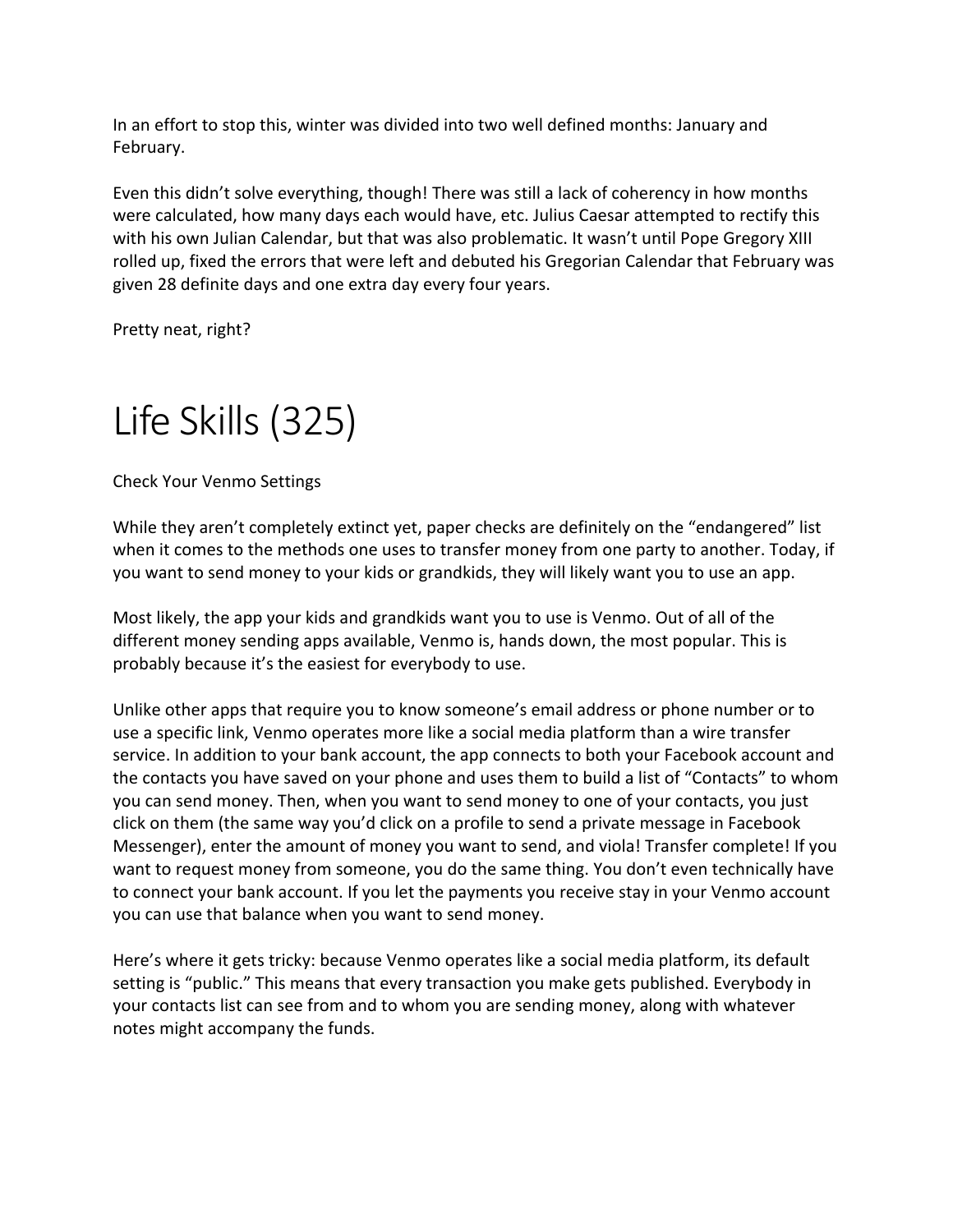In an effort to stop this, winter was divided into two well defined months: January and February.

Even this didn't solve everything, though! There was still a lack of coherency in how months were calculated, how many days each would have, etc. Julius Caesar attempted to rectify this with his own Julian Calendar, but that was also problematic. It wasn't until Pope Gregory XIII rolled up, fixed the errors that were left and debuted his Gregorian Calendar that February was given 28 definite days and one extra day every four years.

Pretty neat, right?

# Life Skills (325)

Check Your Venmo Settings

While they aren't completely extinct yet, paper checks are definitely on the "endangered" list when it comes to the methods one uses to transfer money from one party to another. Today, if you want to send money to your kids or grandkids, they will likely want you to use an app.

Most likely, the app your kids and grandkids want you to use is Venmo. Out of all of the different money sending apps available, Venmo is, hands down, the most popular. This is probably because it's the easiest for everybody to use.

Unlike other apps that require you to know someone's email address or phone number or to use a specific link, Venmo operates more like a social media platform than a wire transfer service. In addition to your bank account, the app connects to both your Facebook account and the contacts you have saved on your phone and uses them to build a list of "Contacts" to whom you can send money. Then, when you want to send money to one of your contacts, you just click on them (the same way you'd click on a profile to send a private message in Facebook Messenger), enter the amount of money you want to send, and viola! Transfer complete! If you want to request money from someone, you do the same thing. You don't even technically have to connect your bank account. If you let the payments you receive stay in your Venmo account you can use that balance when you want to send money.

Here's where it gets tricky: because Venmo operates like a social media platform, its default setting is "public." This means that every transaction you make gets published. Everybody in your contacts list can see from and to whom you are sending money, along with whatever notes might accompany the funds.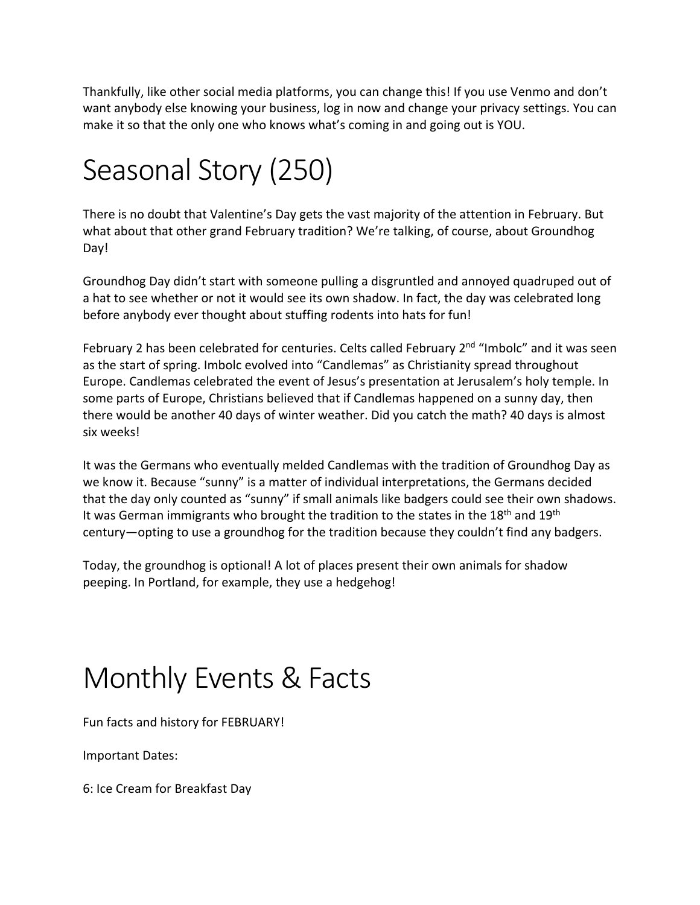Thankfully, like other social media platforms, you can change this! If you use Venmo and don't want anybody else knowing your business, log in now and change your privacy settings. You can make it so that the only one who knows what's coming in and going out is YOU.

# Seasonal Story (250)

There is no doubt that Valentine's Day gets the vast majority of the attention in February. But what about that other grand February tradition? We're talking, of course, about Groundhog Day!

Groundhog Day didn't start with someone pulling a disgruntled and annoyed quadruped out of a hat to see whether or not it would see its own shadow. In fact, the day was celebrated long before anybody ever thought about stuffing rodents into hats for fun!

February 2 has been celebrated for centuries. Celts called February 2nd "Imbolc" and it was seen as the start of spring. Imbolc evolved into "Candlemas" as Christianity spread throughout Europe. Candlemas celebrated the event of Jesus's presentation at Jerusalem's holy temple. In some parts of Europe, Christians believed that if Candlemas happened on a sunny day, then there would be another 40 days of winter weather. Did you catch the math? 40 days is almost six weeks!

It was the Germans who eventually melded Candlemas with the tradition of Groundhog Day as we know it. Because "sunny" is a matter of individual interpretations, the Germans decided that the day only counted as "sunny" if small animals like badgers could see their own shadows. It was German immigrants who brought the tradition to the states in the 18th and 19th century—opting to use a groundhog for the tradition because they couldn't find any badgers.

Today, the groundhog is optional! A lot of places present their own animals for shadow peeping. In Portland, for example, they use a hedgehog!

# Monthly Events & Facts

Fun facts and history for FEBRUARY!

Important Dates:

6: Ice Cream for Breakfast Day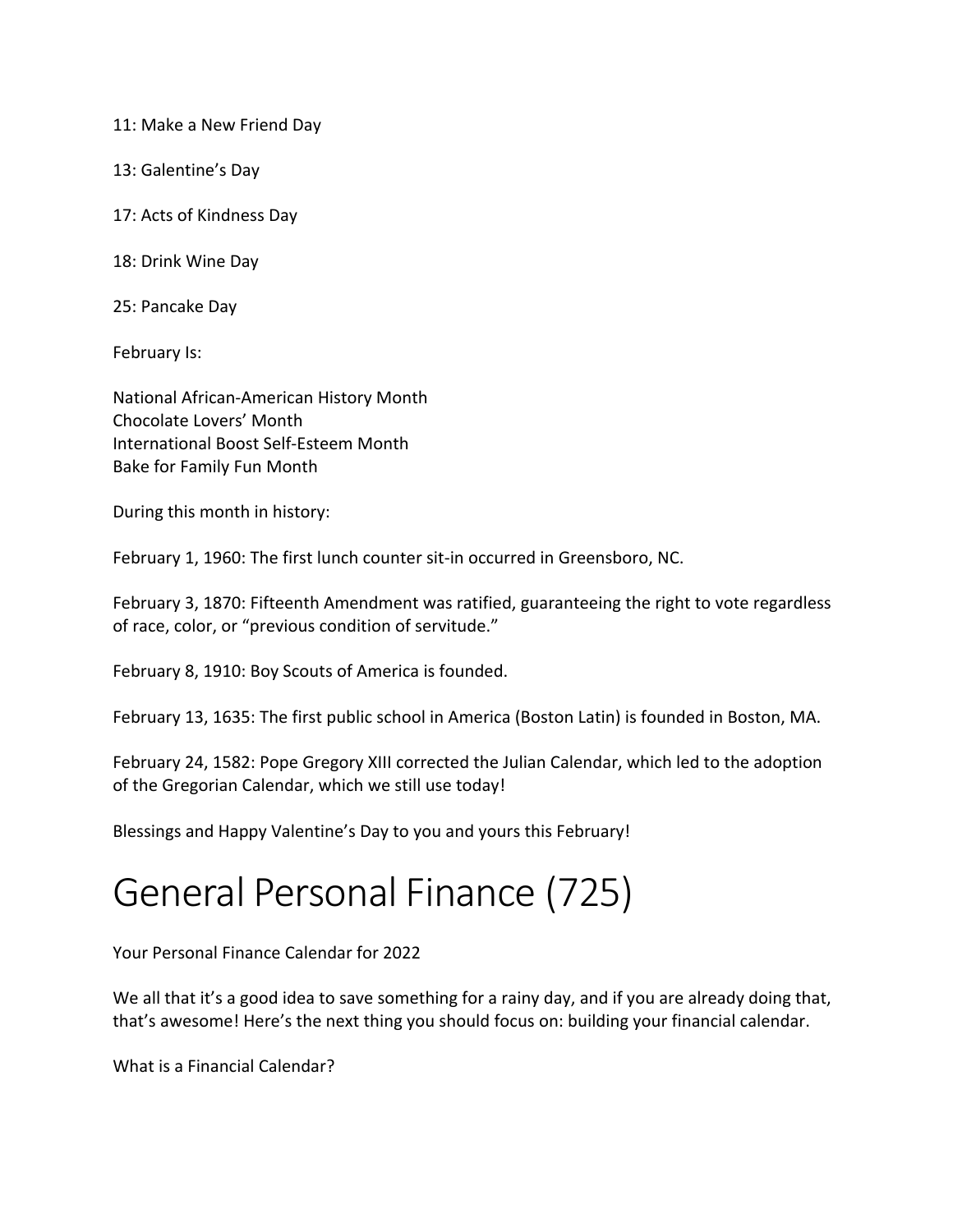11: Make a New Friend Day

13: Galentine's Day

17: Acts of Kindness Day

18: Drink Wine Day

25: Pancake Day

February Is:

National African-American History Month
Chocolate Lovers' Month
International Boost Self-Esteem Month
Bake for Family Fun Month

During this month in history:

February 1, 1960: The first lunch counter sit-in occurred in Greensboro, NC.

February 3, 1870: Fifteenth Amendment was ratified, guaranteeing the right to vote regardless of race, color, or "previous condition of servitude."

February 8, 1910: Boy Scouts of America is founded.

February 13, 1635: The first public school in America (Boston Latin) is founded in Boston, MA.

February 24, 1582: Pope Gregory XIII corrected the Julian Calendar, which led to the adoption of the Gregorian Calendar, which we still use today!

Blessings and Happy Valentine's Day to you and yours this February!

# General Personal Finance (725)

Your Personal Finance Calendar for 2022

We all that it's a good idea to save something for a rainy day, and if you are already doing that, that's awesome! Here's the next thing you should focus on: building your financial calendar.

What is a Financial Calendar?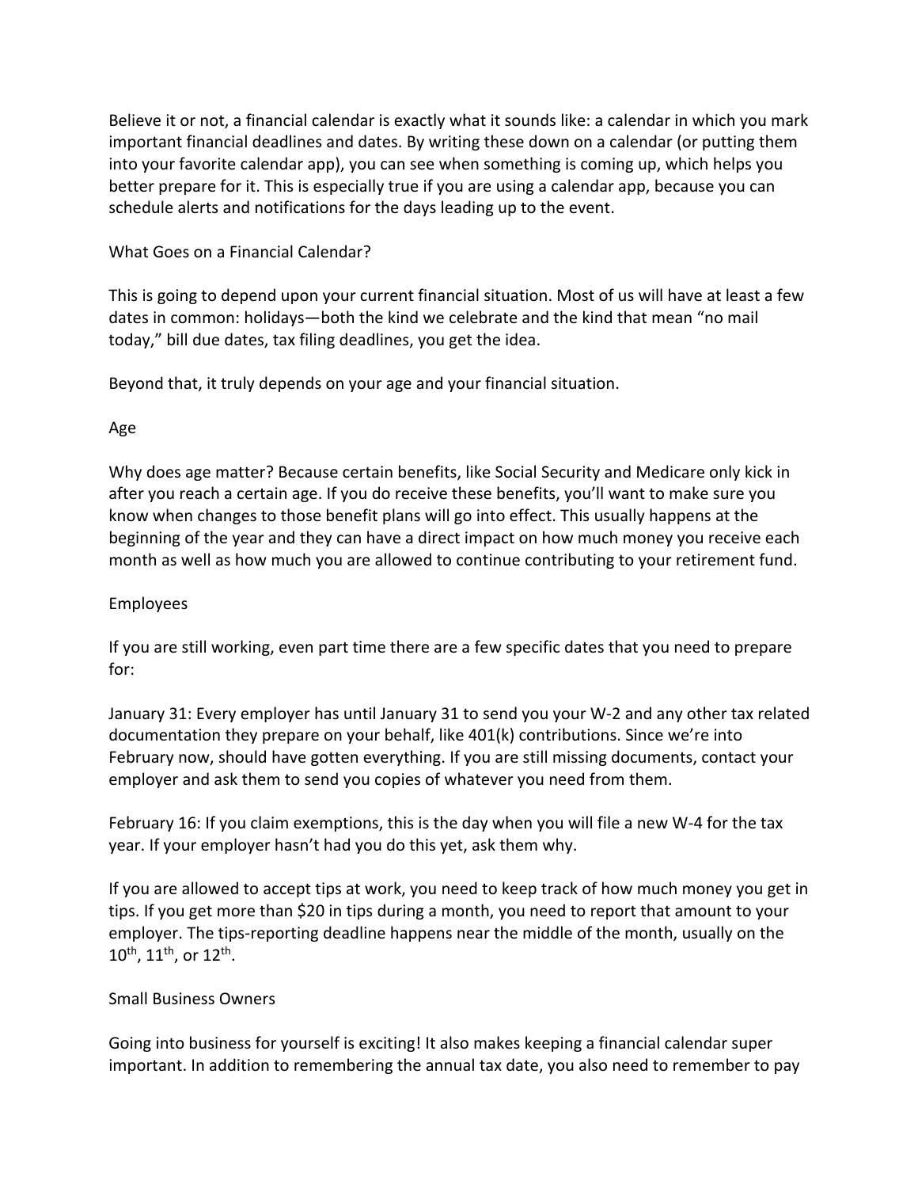Believe it or not, a financial calendar is exactly what it sounds like: a calendar in which you mark important financial deadlines and dates. By writing these down on a calendar (or putting them into your favorite calendar app), you can see when something is coming up, which helps you better prepare for it. This is especially true if you are using a calendar app, because you can schedule alerts and notifications for the days leading up to the event.

## What Goes on a Financial Calendar?

This is going to depend upon your current financial situation. Most of us will have at least a few dates in common: holidays—both the kind we celebrate and the kind that mean "no mail today," bill due dates, tax filing deadlines, you get the idea.

Beyond that, it truly depends on your age and your financial situation.

### Age

Why does age matter? Because certain benefits, like Social Security and Medicare only kick in after you reach a certain age. If you do receive these benefits, you'll want to make sure you know when changes to those benefit plans will go into effect. This usually happens at the beginning of the year and they can have a direct impact on how much money you receive each month as well as how much you are allowed to continue contributing to your retirement fund.

### Employees

If you are still working, even part time there are a few specific dates that you need to prepare for:

January 31: Every employer has until January 31 to send you your W-2 and any other tax related documentation they prepare on your behalf, like 401(k) contributions. Since we're into February now, should have gotten everything. If you are still missing documents, contact your employer and ask them to send you copies of whatever you need from them.

February 16: If you claim exemptions, this is the day when you will file a new W-4 for the tax year. If your employer hasn't had you do this yet, ask them why.

If you are allowed to accept tips at work, you need to keep track of how much money you get in tips. If you get more than $20 in tips during a month, you need to report that amount to your employer. The tips-reporting deadline happens near the middle of the month, usually on the 10th, 11th, or 12th.

### Small Business Owners

Going into business for yourself is exciting! It also makes keeping a financial calendar super important. In addition to remembering the annual tax date, you also need to remember to pay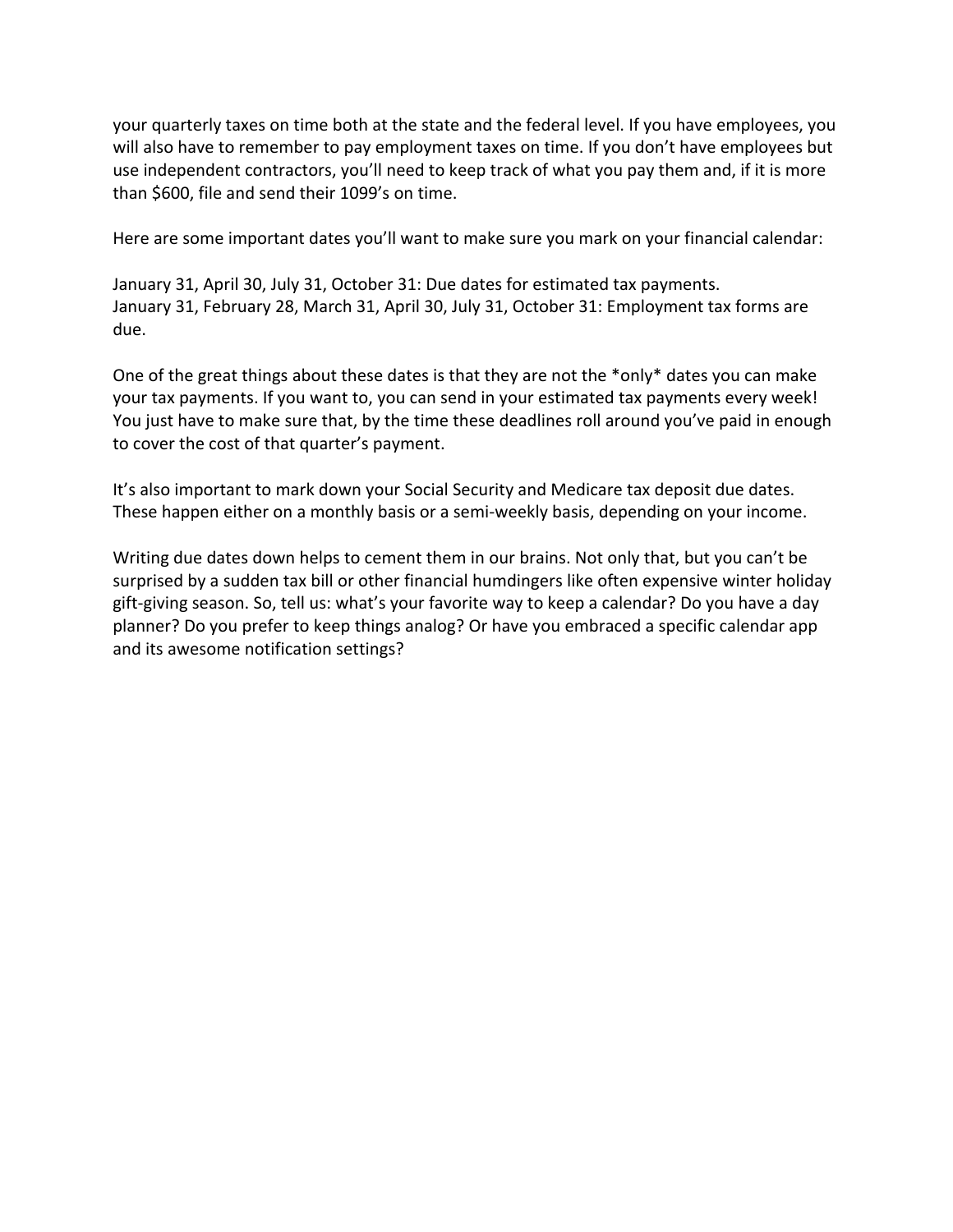your quarterly taxes on time both at the state and the federal level. If you have employees, you will also have to remember to pay employment taxes on time. If you don't have employees but use independent contractors, you'll need to keep track of what you pay them and, if it is more than $600, file and send their 1099's on time.

Here are some important dates you'll want to make sure you mark on your financial calendar:

January 31, April 30, July 31, October 31: Due dates for estimated tax payments.
January 31, February 28, March 31, April 30, July 31, October 31: Employment tax forms are due.

One of the great things about these dates is that they are not the *only* dates you can make your tax payments. If you want to, you can send in your estimated tax payments every week! You just have to make sure that, by the time these deadlines roll around you've paid in enough to cover the cost of that quarter's payment.

It's also important to mark down your Social Security and Medicare tax deposit due dates. These happen either on a monthly basis or a semi-weekly basis, depending on your income.

Writing due dates down helps to cement them in our brains. Not only that, but you can't be surprised by a sudden tax bill or other financial humdingers like often expensive winter holiday gift-giving season. So, tell us: what's your favorite way to keep a calendar? Do you have a day planner? Do you prefer to keep things analog? Or have you embraced a specific calendar app and its awesome notification settings?